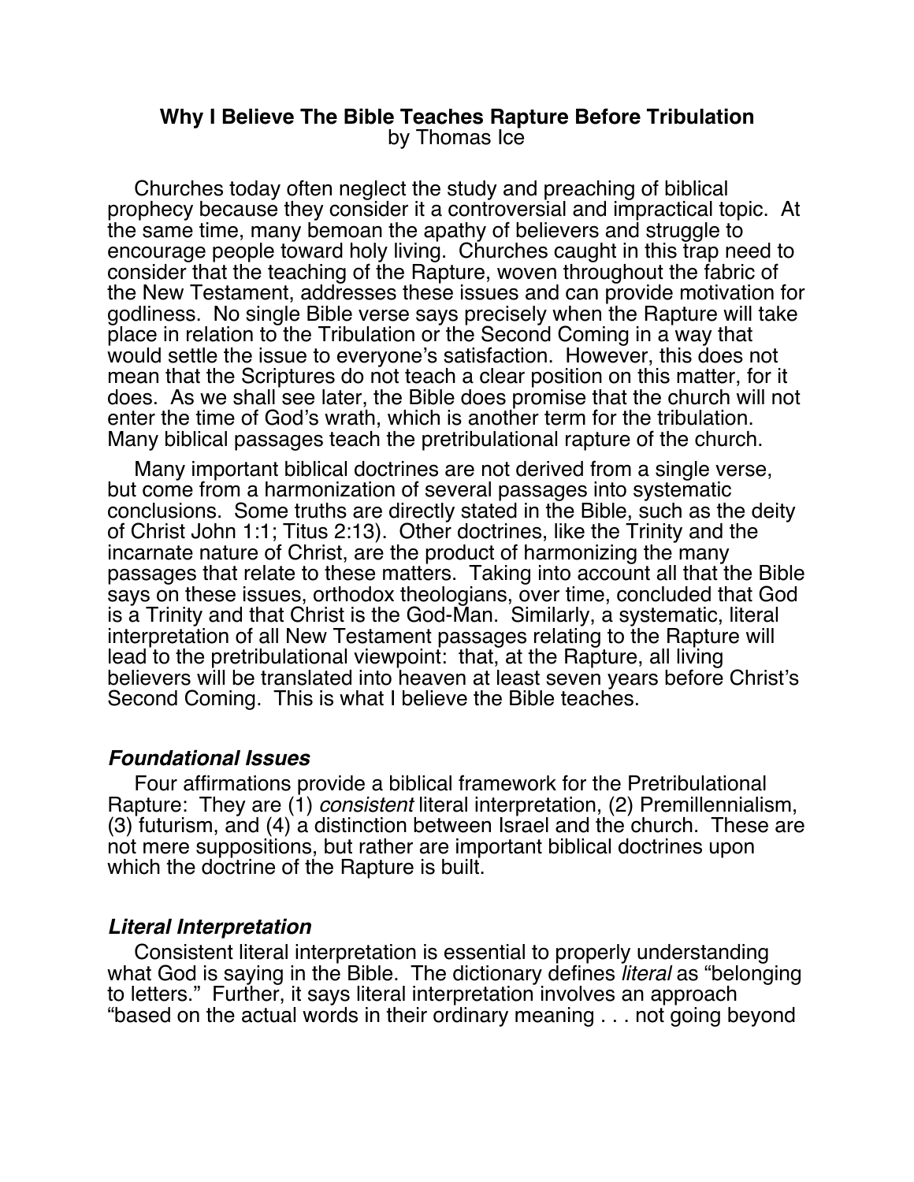**Why I Believe The Bible Teaches Rapture Before Tribulation**
by Thomas Ice

Churches today often neglect the study and preaching of biblical prophecy because they consider it a controversial and impractical topic. At the same time, many bemoan the apathy of believers and struggle to encourage people toward holy living. Churches caught in this trap need to consider that the teaching of the Rapture, woven throughout the fabric of the New Testament, addresses these issues and can provide motivation for godliness. No single Bible verse says precisely when the Rapture will take place in relation to the Tribulation or the Second Coming in a way that would settle the issue to everyone's satisfaction. However, this does not mean that the Scriptures do not teach a clear position on this matter, for it does. As we shall see later, the Bible does promise that the church will not enter the time of God's wrath, which is another term for the tribulation. Many biblical passages teach the pretribulational rapture of the church.

Many important biblical doctrines are not derived from a single verse, but come from a harmonization of several passages into systematic conclusions. Some truths are directly stated in the Bible, such as the deity of Christ John 1:1; Titus 2:13). Other doctrines, like the Trinity and the incarnate nature of Christ, are the product of harmonizing the many passages that relate to these matters. Taking into account all that the Bible says on these issues, orthodox theologians, over time, concluded that God is a Trinity and that Christ is the God-Man. Similarly, a systematic, literal interpretation of all New Testament passages relating to the Rapture will lead to the pretribulational viewpoint: that, at the Rapture, all living believers will be translated into heaven at least seven years before Christ's Second Coming. This is what I believe the Bible teaches.

### *Foundational Issues*

Four affirmations provide a biblical framework for the Pretribulational Rapture: They are (1) *consistent* literal interpretation, (2) Premillennialism, (3) futurism, and (4) a distinction between Israel and the church. These are not mere suppositions, but rather are important biblical doctrines upon which the doctrine of the Rapture is built.

### *Literal Interpretation*

Consistent literal interpretation is essential to properly understanding what God is saying in the Bible. The dictionary defines *literal* as "belonging to letters." Further, it says literal interpretation involves an approach "based on the actual words in their ordinary meaning . . . not going beyond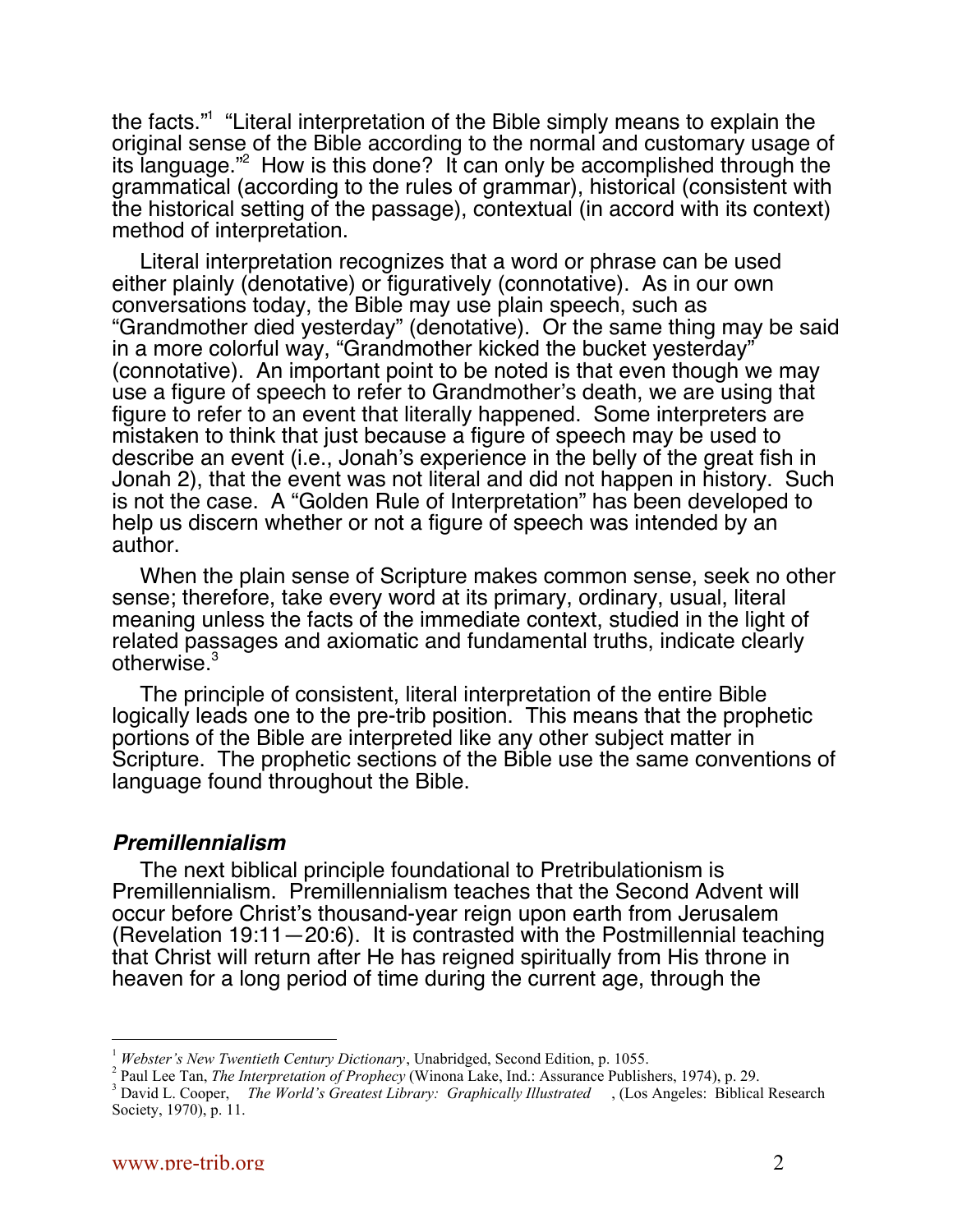the facts."[1] "Literal interpretation of the Bible simply means to explain the original sense of the Bible according to the normal and customary usage of its language."[2] How is this done? It can only be accomplished through the grammatical (according to the rules of grammar), historical (consistent with the historical setting of the passage), contextual (in accord with its context) method of interpretation.

Literal interpretation recognizes that a word or phrase can be used either plainly (denotative) or figuratively (connotative). As in our own conversations today, the Bible may use plain speech, such as "Grandmother died yesterday" (denotative). Or the same thing may be said in a more colorful way, "Grandmother kicked the bucket yesterday" (connotative). An important point to be noted is that even though we may use a figure of speech to refer to Grandmother's death, we are using that figure to refer to an event that literally happened. Some interpreters are mistaken to think that just because a figure of speech may be used to describe an event (i.e., Jonah's experience in the belly of the great fish in Jonah 2), that the event was not literal and did not happen in history. Such is not the case. A "Golden Rule of Interpretation" has been developed to help us discern whether or not a figure of speech was intended by an author.

> When the plain sense of Scripture makes common sense, seek no other sense; therefore, take every word at its primary, ordinary, usual, literal meaning unless the facts of the immediate context, studied in the light of related passages and axiomatic and fundamental truths, indicate clearly otherwise.[3]

The principle of consistent, literal interpretation of the entire Bible logically leads one to the pre-trib position. This means that the prophetic portions of the Bible are interpreted like any other subject matter in Scripture. The prophetic sections of the Bible use the same conventions of language found throughout the Bible.

### *Premillennialism*

The next biblical principle foundational to Pretribulationism is Premillennialism. Premillennialism teaches that the Second Advent will occur before Christ's thousand-year reign upon earth from Jerusalem (Revelation 19:11—20:6). It is contrasted with the Postmillennial teaching that Christ will return after He has reigned spiritually from His throne in heaven for a long period of time during the current age, through the

---

[1] *Webster's New Twentieth Century Dictionary*, Unabridged, Second Edition, p. 1055.

[2] Paul Lee Tan, *The Interpretation of Prophecy* (Winona Lake, Ind.: Assurance Publishers, 1974), p. 29.

[3] David L. Cooper, *The World's Greatest Library: Graphically Illustrated*, (Los Angeles: Biblical Research Society, 1970), p. 11.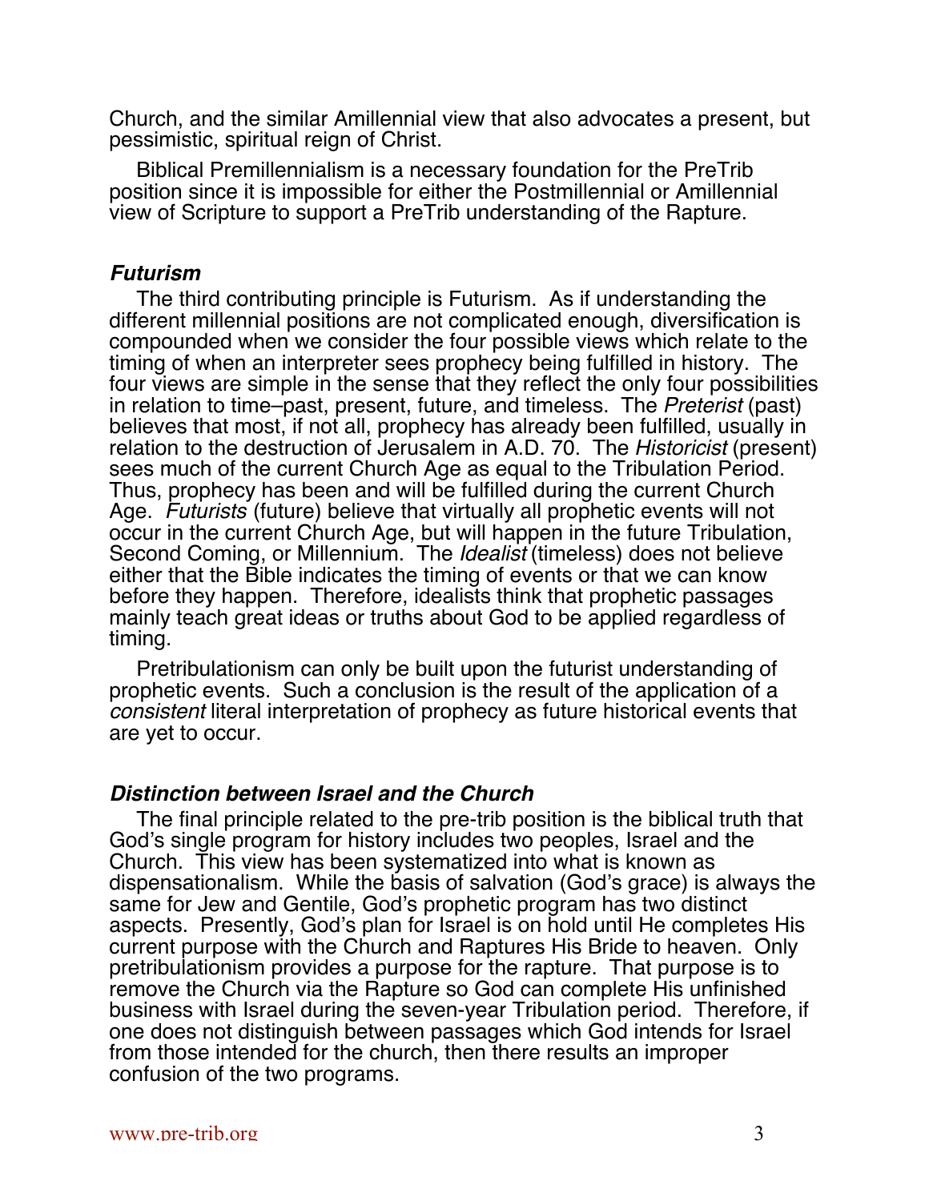Church, and the similar Amillennial view that also advocates a present, but pessimistic, spiritual reign of Christ.

Biblical Premillennialism is a necessary foundation for the PreTrib position since it is impossible for either the Postmillennial or Amillennial view of Scripture to support a PreTrib understanding of the Rapture.

### *Futurism*

The third contributing principle is Futurism. As if understanding the different millennial positions are not complicated enough, diversification is compounded when we consider the four possible views which relate to the timing of when an interpreter sees prophecy being fulfilled in history. The four views are simple in the sense that they reflect the only four possibilities in relation to time–past, present, future, and timeless. The *Preterist* (past) believes that most, if not all, prophecy has already been fulfilled, usually in relation to the destruction of Jerusalem in A.D. 70. The *Historicist* (present) sees much of the current Church Age as equal to the Tribulation Period. Thus, prophecy has been and will be fulfilled during the current Church Age. *Futurists* (future) believe that virtually all prophetic events will not occur in the current Church Age, but will happen in the future Tribulation, Second Coming, or Millennium. The *Idealist* (timeless) does not believe either that the Bible indicates the timing of events or that we can know before they happen. Therefore, idealists think that prophetic passages mainly teach great ideas or truths about God to be applied regardless of timing.

Pretribulationism can only be built upon the futurist understanding of prophetic events. Such a conclusion is the result of the application of a *consistent* literal interpretation of prophecy as future historical events that are yet to occur.

### *Distinction between Israel and the Church*

The final principle related to the pre-trib position is the biblical truth that God's single program for history includes two peoples, Israel and the Church. This view has been systematized into what is known as dispensationalism. While the basis of salvation (God's grace) is always the same for Jew and Gentile, God's prophetic program has two distinct aspects. Presently, God's plan for Israel is on hold until He completes His current purpose with the Church and Raptures His Bride to heaven. Only pretribulationism provides a purpose for the rapture. That purpose is to remove the Church via the Rapture so God can complete His unfinished business with Israel during the seven-year Tribulation period. Therefore, if one does not distinguish between passages which God intends for Israel from those intended for the church, then there results an improper confusion of the two programs.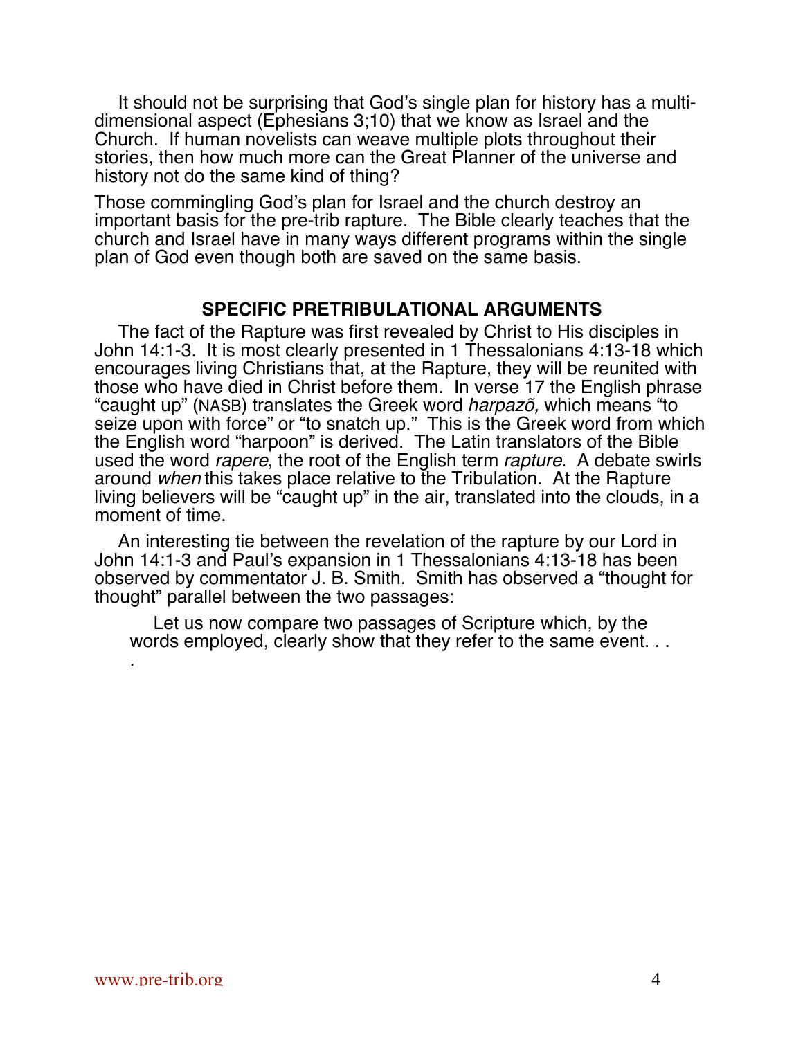It should not be surprising that God's single plan for history has a multi-dimensional aspect (Ephesians 3;10) that we know as Israel and the Church. If human novelists can weave multiple plots throughout their stories, then how much more can the Great Planner of the universe and history not do the same kind of thing?

Those commingling God's plan for Israel and the church destroy an important basis for the pre-trib rapture. The Bible clearly teaches that the church and Israel have in many ways different programs within the single plan of God even though both are saved on the same basis.

## SPECIFIC PRETRIBULATIONAL ARGUMENTS

The fact of the Rapture was first revealed by Christ to His disciples in John 14:1-3. It is most clearly presented in 1 Thessalonians 4:13-18 which encourages living Christians that, at the Rapture, they will be reunited with those who have died in Christ before them. In verse 17 the English phrase "caught up" (NASB) translates the Greek word *harpazõ,* which means "to seize upon with force" or "to snatch up." This is the Greek word from which the English word "harpoon" is derived. The Latin translators of the Bible used the word *rapere*, the root of the English term *rapture*. A debate swirls around *when* this takes place relative to the Tribulation. At the Rapture living believers will be "caught up" in the air, translated into the clouds, in a moment of time.

An interesting tie between the revelation of the rapture by our Lord in John 14:1-3 and Paul's expansion in 1 Thessalonians 4:13-18 has been observed by commentator J. B. Smith. Smith has observed a "thought for thought" parallel between the two passages:

> Let us now compare two passages of Scripture which, by the words employed, clearly show that they refer to the same event. . . .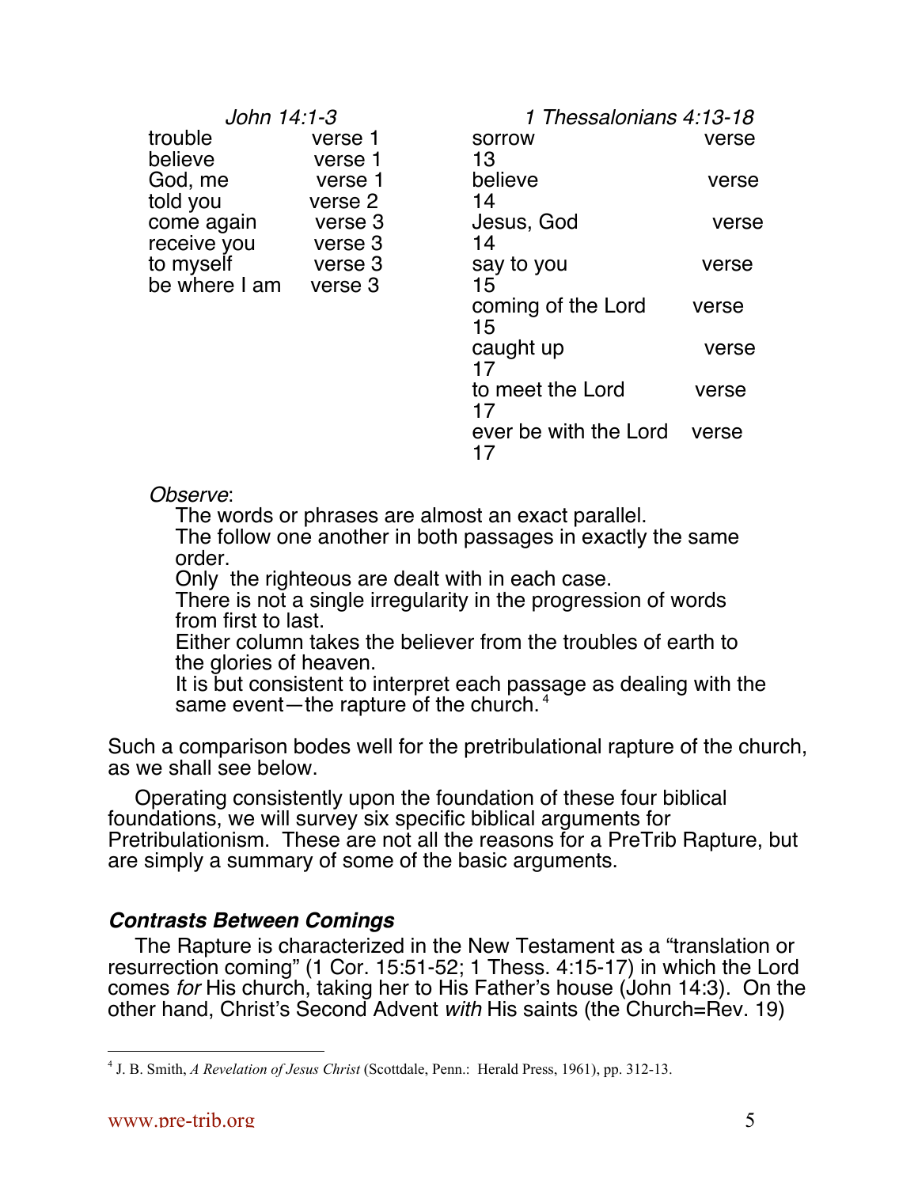| *John 14:1-3* | | *1 Thessalonians 4:13-18* | |
|---|---|---|---|
| trouble | verse 1 | sorrow | verse 13 |
| believe | verse 1 | believe | verse 14 |
| God, me | verse 1 | Jesus, God | verse 14 |
| told you | verse 2 | say to you | verse 15 |
| come again | verse 3 | coming of the Lord | verse 15 |
| receive you | verse 3 | caught up | verse 17 |
| to myself | verse 3 | to meet the Lord | verse 17 |
| be where I am | verse 3 | ever be with the Lord | verse 17 |

*Observe*:

The words or phrases are almost an exact parallel.
The follow one another in both passages in exactly the same order.
Only the righteous are dealt with in each case.
There is not a single irregularity in the progression of words from first to last.
Either column takes the believer from the troubles of earth to the glories of heaven.
It is but consistent to interpret each passage as dealing with the same event—the rapture of the church. [4]

Such a comparison bodes well for the pretribulational rapture of the church, as we shall see below.

Operating consistently upon the foundation of these four biblical foundations, we will survey six specific biblical arguments for Pretribulationism. These are not all the reasons for a PreTrib Rapture, but are simply a summary of some of the basic arguments.

### *Contrasts Between Comings*

The Rapture is characterized in the New Testament as a "translation or resurrection coming" (1 Cor. 15:51-52; 1 Thess. 4:15-17) in which the Lord comes *for* His church, taking her to His Father's house (John 14:3). On the other hand, Christ's Second Advent *with* His saints (the Church=Rev. 19)

---

[4] J. B. Smith, *A Revelation of Jesus Christ* (Scottdale, Penn.: Herald Press, 1961), pp. 312-13.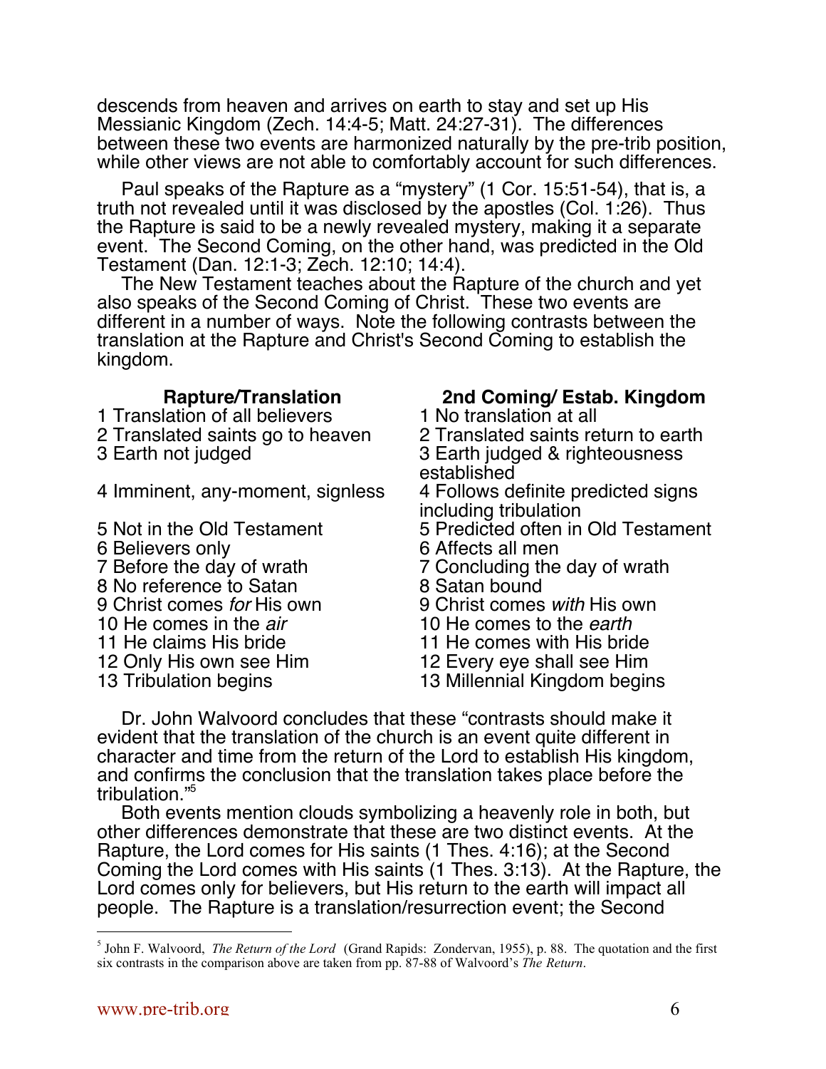descends from heaven and arrives on earth to stay and set up His Messianic Kingdom (Zech. 14:4-5; Matt. 24:27-31). The differences between these two events are harmonized naturally by the pre-trib position, while other views are not able to comfortably account for such differences.

Paul speaks of the Rapture as a "mystery" (1 Cor. 15:51-54), that is, a truth not revealed until it was disclosed by the apostles (Col. 1:26). Thus the Rapture is said to be a newly revealed mystery, making it a separate event. The Second Coming, on the other hand, was predicted in the Old Testament (Dan. 12:1-3; Zech. 12:10; 14:4).

The New Testament teaches about the Rapture of the church and yet also speaks of the Second Coming of Christ. These two events are different in a number of ways. Note the following contrasts between the translation at the Rapture and Christ's Second Coming to establish the kingdom.

| **Rapture/Translation** | **2nd Coming/ Estab. Kingdom** |
|---|---|
| 1 Translation of all believers | 1 No translation at all |
| 2 Translated saints go to heaven | 2 Translated saints return to earth |
| 3 Earth not judged | 3 Earth judged & righteousness established |
| 4 Imminent, any-moment, signless | 4 Follows definite predicted signs including tribulation |
| 5 Not in the Old Testament | 5 Predicted often in Old Testament |
| 6 Believers only | 6 Affects all men |
| 7 Before the day of wrath | 7 Concluding the day of wrath |
| 8 No reference to Satan | 8 Satan bound |
| 9 Christ comes *for* His own | 9 Christ comes *with* His own |
| 10 He comes in the *air* | 10 He comes to the *earth* |
| 11 He claims His bride | 11 He comes with His bride |
| 12 Only His own see Him | 12 Every eye shall see Him |
| 13 Tribulation begins | 13 Millennial Kingdom begins |

Dr. John Walvoord concludes that these "contrasts should make it evident that the translation of the church is an event quite different in character and time from the return of the Lord to establish His kingdom, and confirms the conclusion that the translation takes place before the tribulation."[5]

Both events mention clouds symbolizing a heavenly role in both, but other differences demonstrate that these are two distinct events. At the Rapture, the Lord comes for His saints (1 Thes. 4:16); at the Second Coming the Lord comes with His saints (1 Thes. 3:13). At the Rapture, the Lord comes only for believers, but His return to the earth will impact all people. The Rapture is a translation/resurrection event; the Second

---

[5] John F. Walvoord, *The Return of the Lord* (Grand Rapids: Zondervan, 1955), p. 88. The quotation and the first six contrasts in the comparison above are taken from pp. 87-88 of Walvoord's *The Return*.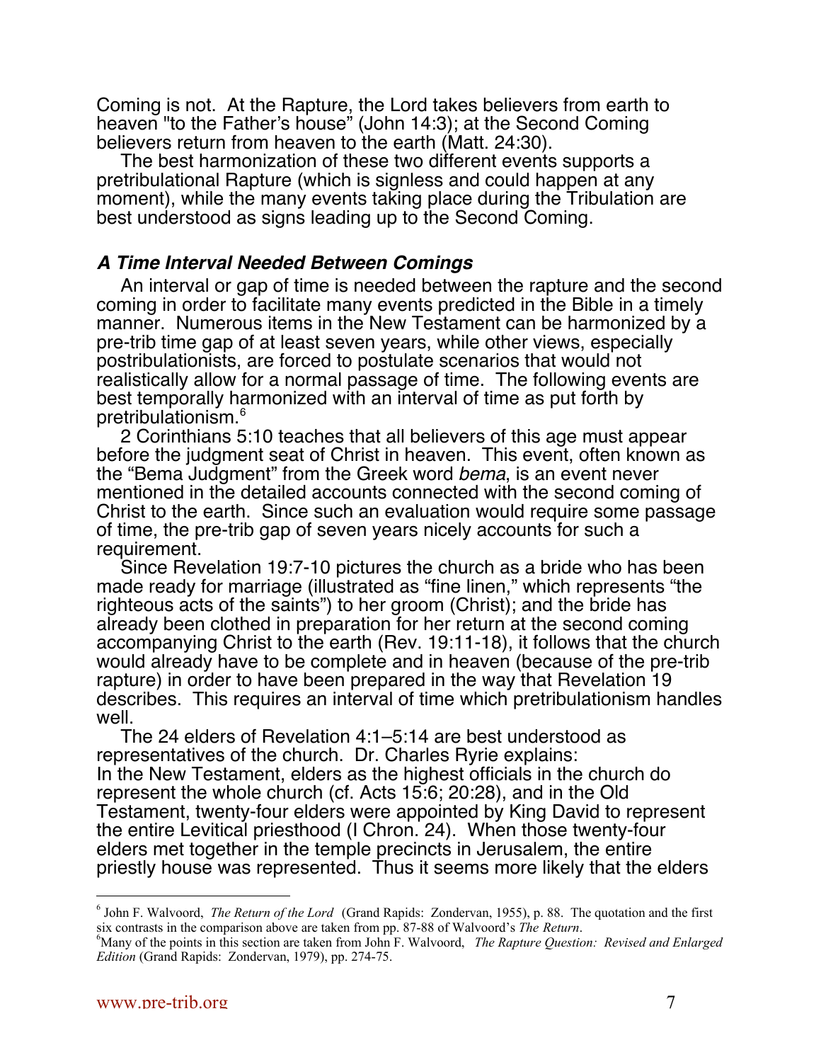Coming is not. At the Rapture, the Lord takes believers from earth to heaven "to the Father's house" (John 14:3); at the Second Coming believers return from heaven to the earth (Matt. 24:30).

The best harmonization of these two different events supports a pretribulational Rapture (which is signless and could happen at any moment), while the many events taking place during the Tribulation are best understood as signs leading up to the Second Coming.

### *A Time Interval Needed Between Comings*

An interval or gap of time is needed between the rapture and the second coming in order to facilitate many events predicted in the Bible in a timely manner. Numerous items in the New Testament can be harmonized by a pre-trib time gap of at least seven years, while other views, especially postribulationists, are forced to postulate scenarios that would not realistically allow for a normal passage of time. The following events are best temporally harmonized with an interval of time as put forth by pretribulationism.[6]

2 Corinthians 5:10 teaches that all believers of this age must appear before the judgment seat of Christ in heaven. This event, often known as the "Bema Judgment" from the Greek word *bema*, is an event never mentioned in the detailed accounts connected with the second coming of Christ to the earth. Since such an evaluation would require some passage of time, the pre-trib gap of seven years nicely accounts for such a requirement.

Since Revelation 19:7-10 pictures the church as a bride who has been made ready for marriage (illustrated as "fine linen," which represents "the righteous acts of the saints") to her groom (Christ); and the bride has already been clothed in preparation for her return at the second coming accompanying Christ to the earth (Rev. 19:11-18), it follows that the church would already have to be complete and in heaven (because of the pre-trib rapture) in order to have been prepared in the way that Revelation 19 describes. This requires an interval of time which pretribulationism handles well.

The 24 elders of Revelation 4:1–5:14 are best understood as representatives of the church. Dr. Charles Ryrie explains:

In the New Testament, elders as the highest officials in the church do represent the whole church (cf. Acts 15:6; 20:28), and in the Old Testament, twenty-four elders were appointed by King David to represent the entire Levitical priesthood (I Chron. 24). When those twenty-four elders met together in the temple precincts in Jerusalem, the entire priestly house was represented. Thus it seems more likely that the elders

---

[6] John F. Walvoord, *The Return of the Lord* (Grand Rapids: Zondervan, 1955), p. 88. The quotation and the first six contrasts in the comparison above are taken from pp. 87-88 of Walvoord's *The Return*.

[6] Many of the points in this section are taken from John F. Walvoord, *The Rapture Question: Revised and Enlarged Edition* (Grand Rapids: Zondervan, 1979), pp. 274-75.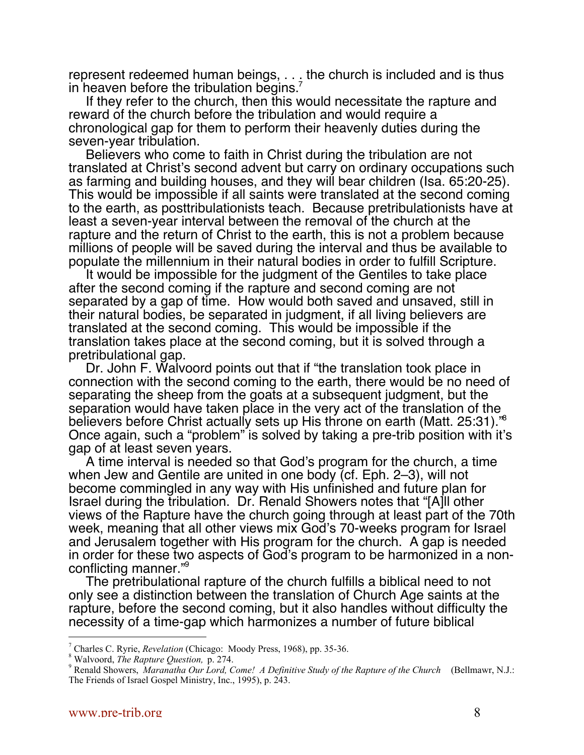represent redeemed human beings, . . . the church is included and is thus in heaven before the tribulation begins.[7]

If they refer to the church, then this would necessitate the rapture and reward of the church before the tribulation and would require a chronological gap for them to perform their heavenly duties during the seven-year tribulation.

Believers who come to faith in Christ during the tribulation are not translated at Christ's second advent but carry on ordinary occupations such as farming and building houses, and they will bear children (Isa. 65:20-25). This would be impossible if all saints were translated at the second coming to the earth, as posttribulationists teach. Because pretribulationists have at least a seven-year interval between the removal of the church at the rapture and the return of Christ to the earth, this is not a problem because millions of people will be saved during the interval and thus be available to populate the millennium in their natural bodies in order to fulfill Scripture.

It would be impossible for the judgment of the Gentiles to take place after the second coming if the rapture and second coming are not separated by a gap of time. How would both saved and unsaved, still in their natural bodies, be separated in judgment, if all living believers are translated at the second coming. This would be impossible if the translation takes place at the second coming, but it is solved through a pretribulational gap.

Dr. John F. Walvoord points out that if "the translation took place in connection with the second coming to the earth, there would be no need of separating the sheep from the goats at a subsequent judgment, but the separation would have taken place in the very act of the translation of the believers before Christ actually sets up His throne on earth (Matt. 25:31)."[8] Once again, such a "problem" is solved by taking a pre-trib position with it's gap of at least seven years.

A time interval is needed so that God's program for the church, a time when Jew and Gentile are united in one body (cf. Eph. 2–3), will not become commingled in any way with His unfinished and future plan for Israel during the tribulation. Dr. Renald Showers notes that "[A]ll other views of the Rapture have the church going through at least part of the 70th week, meaning that all other views mix God's 70-weeks program for Israel and Jerusalem together with His program for the church. A gap is needed in order for these two aspects of God's program to be harmonized in a non-conflicting manner."[9]

The pretribulational rapture of the church fulfills a biblical need to not only see a distinction between the translation of Church Age saints at the rapture, before the second coming, but it also handles without difficulty the necessity of a time-gap which harmonizes a number of future biblical

---

[7] Charles C. Ryrie, *Revelation* (Chicago: Moody Press, 1968), pp. 35-36.

[8] Walvoord, *The Rapture Question,* p. 274.

[9] Renald Showers, *Maranatha Our Lord, Come! A Definitive Study of the Rapture of the Church* (Bellmawr, N.J.: The Friends of Israel Gospel Ministry, Inc., 1995), p. 243.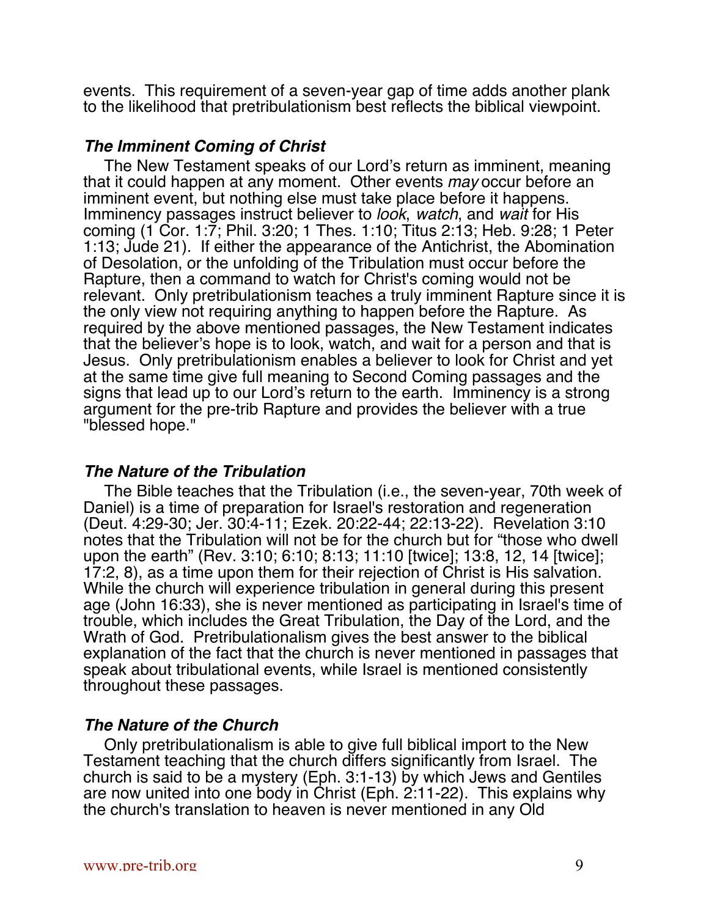events. This requirement of a seven-year gap of time adds another plank to the likelihood that pretribulationism best reflects the biblical viewpoint.

### *The Imminent Coming of Christ*

The New Testament speaks of our Lord's return as imminent, meaning that it could happen at any moment. Other events *may* occur before an imminent event, but nothing else must take place before it happens. Imminency passages instruct believer to *look*, *watch*, and *wait* for His coming (1 Cor. 1:7; Phil. 3:20; 1 Thes. 1:10; Titus 2:13; Heb. 9:28; 1 Peter 1:13; Jude 21). If either the appearance of the Antichrist, the Abomination of Desolation, or the unfolding of the Tribulation must occur before the Rapture, then a command to watch for Christ's coming would not be relevant. Only pretribulationism teaches a truly imminent Rapture since it is the only view not requiring anything to happen before the Rapture. As required by the above mentioned passages, the New Testament indicates that the believer's hope is to look, watch, and wait for a person and that is Jesus. Only pretribulationism enables a believer to look for Christ and yet at the same time give full meaning to Second Coming passages and the signs that lead up to our Lord's return to the earth. Imminency is a strong argument for the pre-trib Rapture and provides the believer with a true "blessed hope."

### *The Nature of the Tribulation*

The Bible teaches that the Tribulation (i.e., the seven-year, 70th week of Daniel) is a time of preparation for Israel's restoration and regeneration (Deut. 4:29-30; Jer. 30:4-11; Ezek. 20:22-44; 22:13-22). Revelation 3:10 notes that the Tribulation will not be for the church but for "those who dwell upon the earth" (Rev. 3:10; 6:10; 8:13; 11:10 [twice]; 13:8, 12, 14 [twice]; 17:2, 8), as a time upon them for their rejection of Christ is His salvation. While the church will experience tribulation in general during this present age (John 16:33), she is never mentioned as participating in Israel's time of trouble, which includes the Great Tribulation, the Day of the Lord, and the Wrath of God. Pretribulationalism gives the best answer to the biblical explanation of the fact that the church is never mentioned in passages that speak about tribulational events, while Israel is mentioned consistently throughout these passages.

### *The Nature of the Church*

Only pretribulationalism is able to give full biblical import to the New Testament teaching that the church differs significantly from Israel. The church is said to be a mystery (Eph. 3:1-13) by which Jews and Gentiles are now united into one body in Christ (Eph. 2:11-22). This explains why the church's translation to heaven is never mentioned in any Old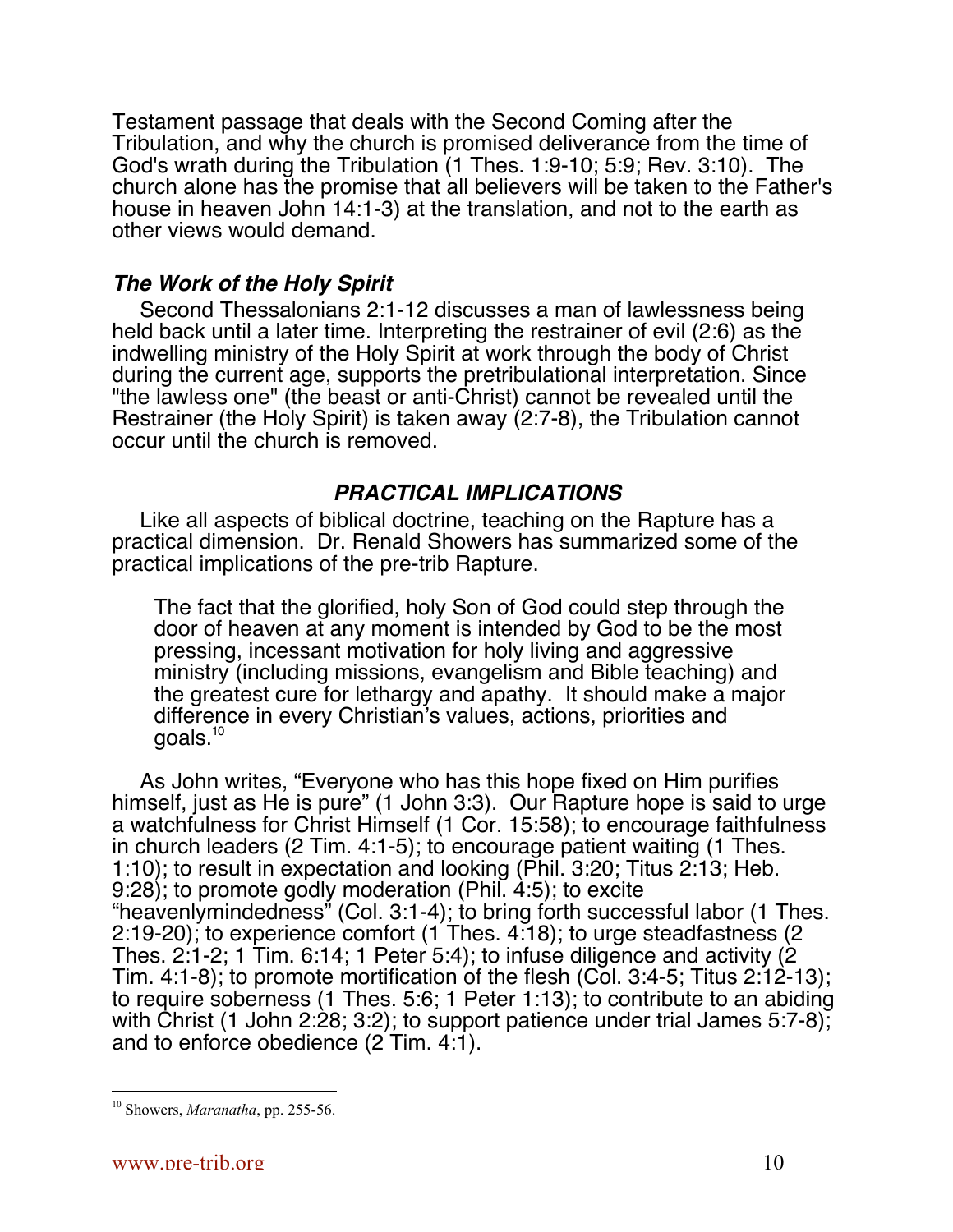Testament passage that deals with the Second Coming after the Tribulation, and why the church is promised deliverance from the time of God's wrath during the Tribulation (1 Thes. 1:9-10; 5:9; Rev. 3:10). The church alone has the promise that all believers will be taken to the Father's house in heaven John 14:1-3) at the translation, and not to the earth as other views would demand.

### *The Work of the Holy Spirit*

Second Thessalonians 2:1-12 discusses a man of lawlessness being held back until a later time. Interpreting the restrainer of evil (2:6) as the indwelling ministry of the Holy Spirit at work through the body of Christ during the current age, supports the pretribulational interpretation. Since "the lawless one" (the beast or anti-Christ) cannot be revealed until the Restrainer (the Holy Spirit) is taken away (2:7-8), the Tribulation cannot occur until the church is removed.

## *PRACTICAL IMPLICATIONS*

Like all aspects of biblical doctrine, teaching on the Rapture has a practical dimension. Dr. Renald Showers has summarized some of the practical implications of the pre-trib Rapture.

> The fact that the glorified, holy Son of God could step through the door of heaven at any moment is intended by God to be the most pressing, incessant motivation for holy living and aggressive ministry (including missions, evangelism and Bible teaching) and the greatest cure for lethargy and apathy. It should make a major difference in every Christian's values, actions, priorities and goals.[10]

As John writes, "Everyone who has this hope fixed on Him purifies himself, just as He is pure" (1 John 3:3). Our Rapture hope is said to urge a watchfulness for Christ Himself (1 Cor. 15:58); to encourage faithfulness in church leaders (2 Tim. 4:1-5); to encourage patient waiting (1 Thes. 1:10); to result in expectation and looking (Phil. 3:20; Titus 2:13; Heb. 9:28); to promote godly moderation (Phil. 4:5); to excite "heavenlymindedness" (Col. 3:1-4); to bring forth successful labor (1 Thes. 2:19-20); to experience comfort (1 Thes. 4:18); to urge steadfastness (2 Thes. 2:1-2; 1 Tim. 6:14; 1 Peter 5:4); to infuse diligence and activity (2 Tim. 4:1-8); to promote mortification of the flesh (Col. 3:4-5; Titus 2:12-13); to require soberness (1 Thes. 5:6; 1 Peter 1:13); to contribute to an abiding with Christ (1 John 2:28; 3:2); to support patience under trial James 5:7-8); and to enforce obedience (2 Tim. 4:1).

---

[10] Showers, *Maranatha*, pp. 255-56.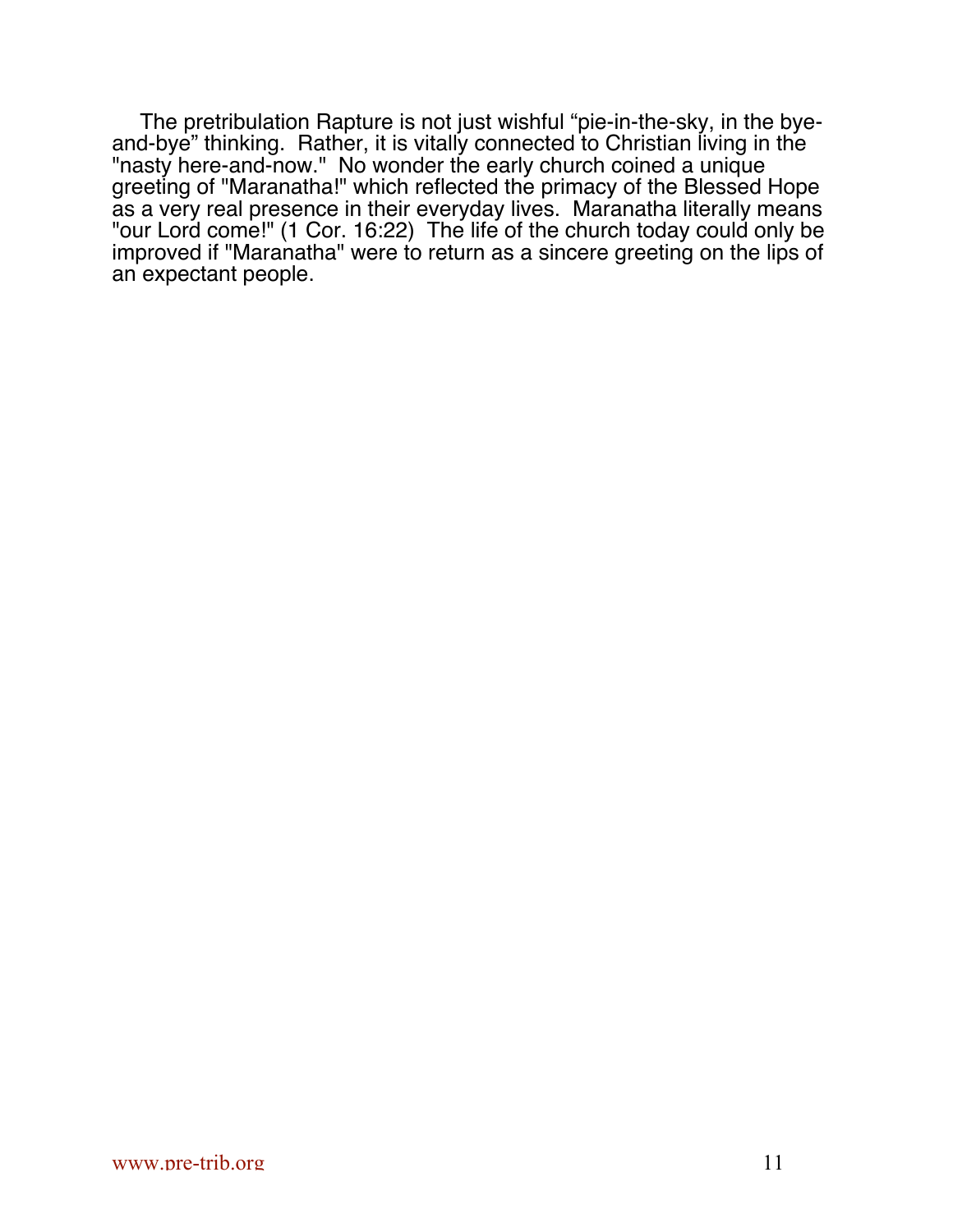The pretribulation Rapture is not just wishful “pie-in-the-sky, in the bye-and-bye” thinking. Rather, it is vitally connected to Christian living in the "nasty here-and-now." No wonder the early church coined a unique greeting of "Maranatha!" which reflected the primacy of the Blessed Hope as a very real presence in their everyday lives. Maranatha literally means "our Lord come!" (1 Cor. 16:22) The life of the church today could only be improved if "Maranatha" were to return as a sincere greeting on the lips of an expectant people.